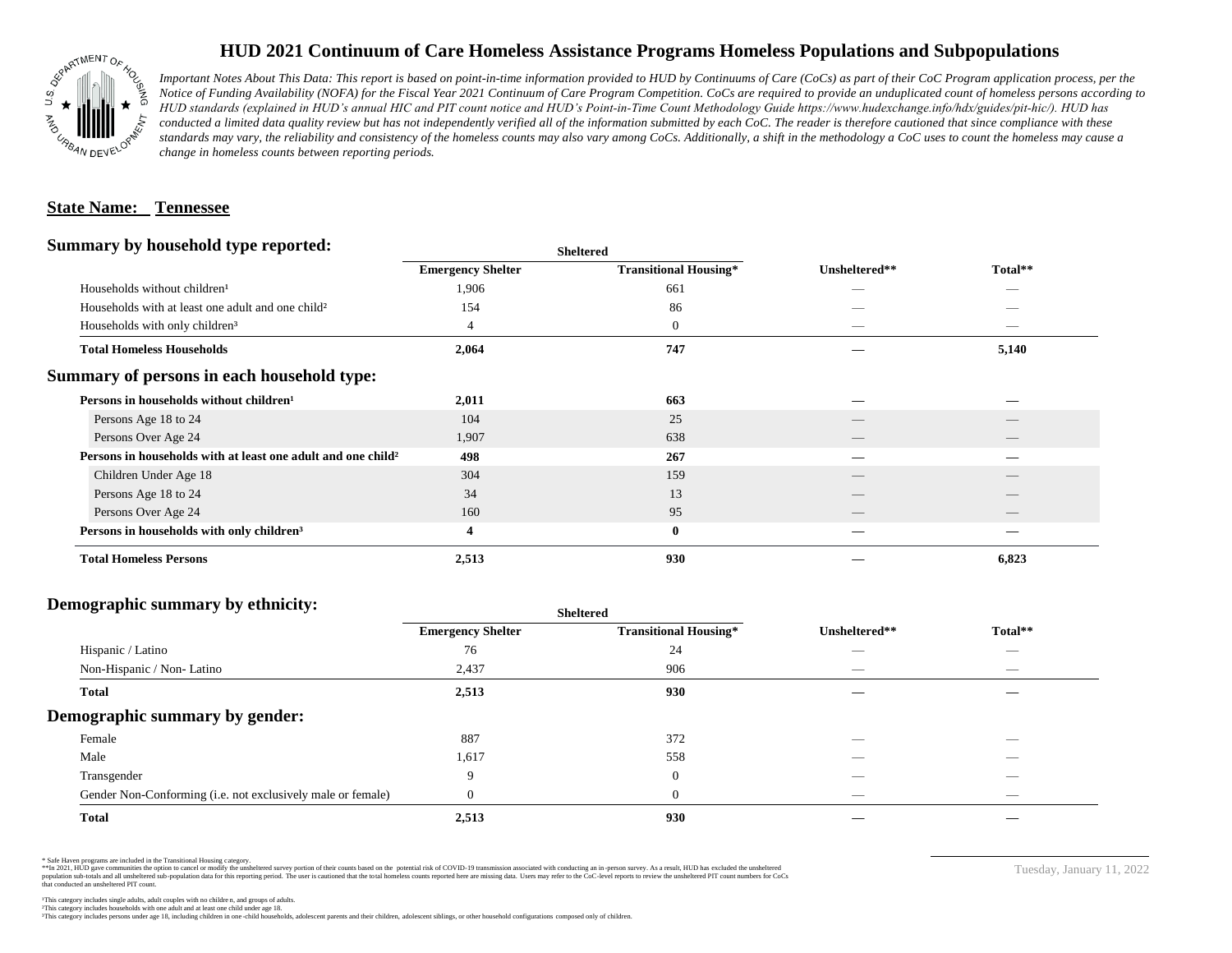# HUD 2021 Continuum of Care Homeless Assistance Programs Homeless Populations and Subpopulations

*Important Notes About This Data: This report is based on point-in-time information provided to HUD by Continuums of Care (CoCs) as part of their CoC Program application process, per the Notice of Funding Availability (NOFA) for the Fiscal Year 2021 Continuum of Care Program Competition. CoCs are required to provide an unduplicated count of homeless persons according to HUD standards (explained in HUD's annual HIC and PIT count notice and HUD's Point-in-Time Count Methodology Guide https://www.hudexchange.info/hdx/guides/pit-hic/). HUD has conducted a limited data quality review but has not independently verified all of the information submitted by each CoC. The reader is therefore cautioned that since compliance with these standards may vary, the reliability and consistency of the homeless counts may also vary among CoCs. Additionally, a shift in the methodology a CoC uses to count the homeless may cause a change in homeless counts between reporting periods.*

**State Name: Tennessee**

## Summary by household type reported:

| | Sheltered | | | |
|---|---|---|---|---|
| | Emergency Shelter | Transitional Housing* | Unsheltered** | Total** |
| Households without children[1] | 1,906 | 661 | — | — |
| Households with at least one adult and one child[2] | 154 | 86 | — | — |
| Households with only children[3] | 4 | 0 | — | — |
| **Total Homeless Households** | **2,064** | **747** | **—** | **5,140** |

## Summary of persons in each household type:

| | Emergency Shelter | Transitional Housing* | Unsheltered** | Total** |
|---|---|---|---|---|
| **Persons in households without children[1]** | **2,011** | **663** | **—** | **—** |
| Persons Age 18 to 24 | 104 | 25 | — | — |
| Persons Over Age 24 | 1,907 | 638 | — | — |
| **Persons in households with at least one adult and one child[2]** | **498** | **267** | **—** | **—** |
| Children Under Age 18 | 304 | 159 | — | — |
| Persons Age 18 to 24 | 34 | 13 | — | — |
| Persons Over Age 24 | 160 | 95 | — | — |
| **Persons in households with only children[3]** | **4** | **0** | **—** | **—** |
| **Total Homeless Persons** | **2,513** | **930** | **—** | **6,823** |

## Demographic summary by ethnicity:

| | Sheltered | | | |
|---|---|---|---|---|
| | Emergency Shelter | Transitional Housing* | Unsheltered** | Total** |
| Hispanic / Latino | 76 | 24 | — | — |
| Non-Hispanic / Non- Latino | 2,437 | 906 | — | — |
| **Total** | **2,513** | **930** | **—** | **—** |

## Demographic summary by gender:

| | Emergency Shelter | Transitional Housing* | Unsheltered** | Total** |
|---|---|---|---|---|
| Female | 887 | 372 | — | — |
| Male | 1,617 | 558 | — | — |
| Transgender | 9 | 0 | — | — |
| Gender Non-Conforming (i.e. not exclusively male or female) | 0 | 0 | — | — |
| **Total** | **2,513** | **930** | **—** | **—** |

\* Safe Haven programs are included in the Transitional Housing category.
\*\*In 2021, HUD gave communities the option to cancel or modify the unsheltered survey portion of their counts based on the potential risk of COVID-19 transmission associated with conducting an in-person survey. As a result, HUD has excluded the unsheltered population sub-totals and all unsheltered sub-population data for this reporting period. The user is cautioned that the total homeless counts reported here are missing data. Users may refer to the CoC-level reports to review the unsheltered PIT count numbers for CoCs that conducted an unsheltered PIT count.

[1]This category includes single adults, adult couples with no children, and groups of adults.
[2]This category includes households with one adult and at least one child under age 18.
[3]This category includes persons under age 18, including children in one-child households, adolescent parents and their children, adolescent siblings, or other household configurations composed only of children.

Tuesday, January 11, 2022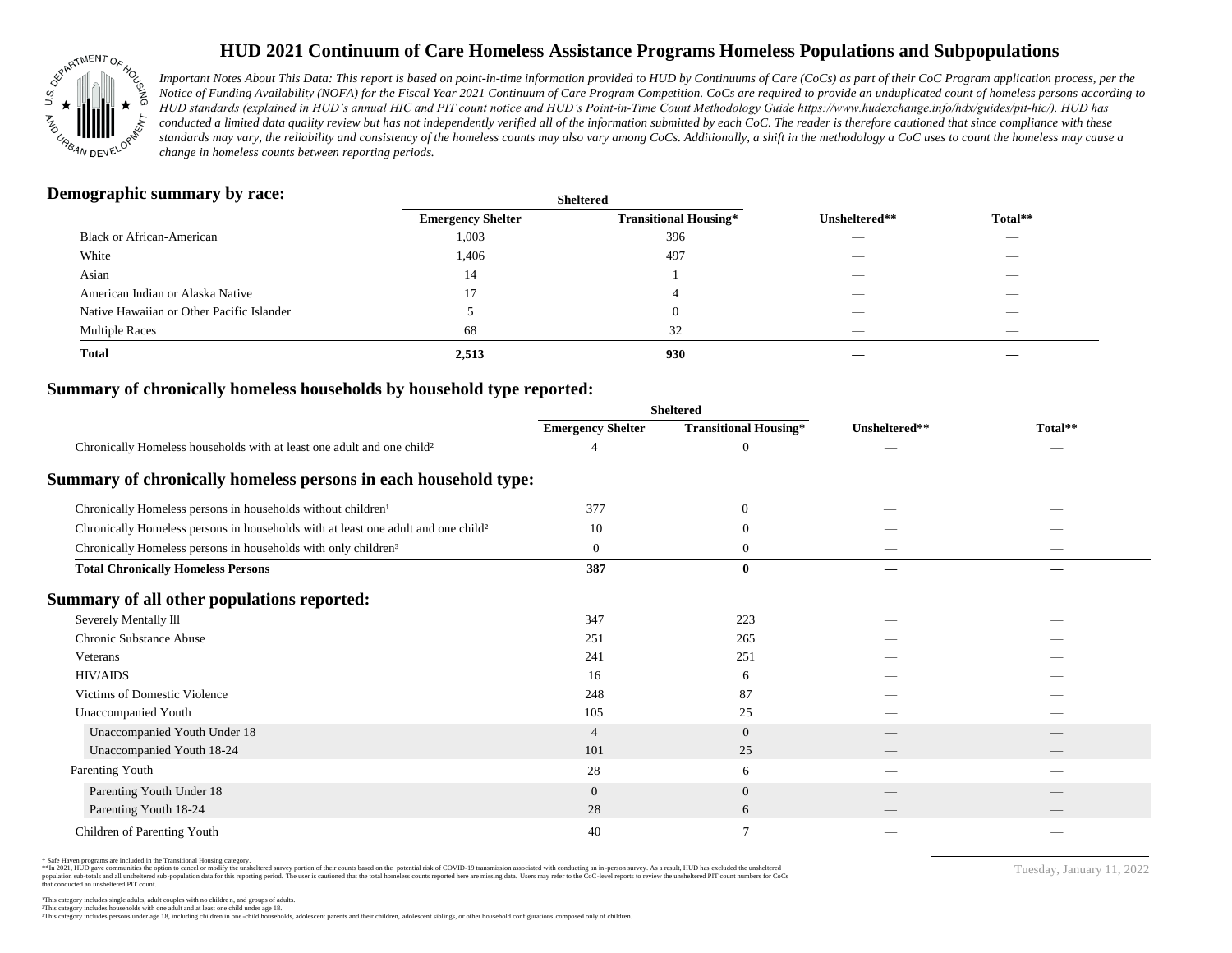# HUD 2021 Continuum of Care Homeless Assistance Programs Homeless Populations and Subpopulations

*Important Notes About This Data: This report is based on point-in-time information provided to HUD by Continuums of Care (CoCs) as part of their CoC Program application process, per the Notice of Funding Availability (NOFA) for the Fiscal Year 2021 Continuum of Care Program Competition. CoCs are required to provide an unduplicated count of homeless persons according to HUD standards (explained in HUD's annual HIC and PIT count notice and HUD's Point-in-Time Count Methodology Guide https://www.hudexchange.info/hdx/guides/pit-hic/). HUD has conducted a limited data quality review but has not independently verified all of the information submitted by each CoC. The reader is therefore cautioned that since compliance with these standards may vary, the reliability and consistency of the homeless counts may also vary among CoCs. Additionally, a shift in the methodology a CoC uses to count the homeless may cause a change in homeless counts between reporting periods.*

## Demographic summary by race:

| | Sheltered | | | |
|---|---|---|---|---|
| | Emergency Shelter | Transitional Housing* | Unsheltered** | Total** |
| Black or African-American | 1,003 | 396 | — | — |
| White | 1,406 | 497 | — | — |
| Asian | 14 | 1 | — | — |
| American Indian or Alaska Native | 17 | 4 | — | — |
| Native Hawaiian or Other Pacific Islander | 5 | 0 | — | — |
| Multiple Races | 68 | 32 | — | — |
| **Total** | **2,513** | **930** | **—** | **—** |

## Summary of chronically homeless households by household type reported:

| | Sheltered | | | |
|---|---|---|---|---|
| | Emergency Shelter | Transitional Housing* | Unsheltered** | Total** |
| Chronically Homeless households with at least one adult and one child[2] | 4 | 0 | — | — |

## Summary of chronically homeless persons in each household type:

| | Emergency Shelter | Transitional Housing* | Unsheltered** | Total** |
|---|---|---|---|---|
| Chronically Homeless persons in households without children[1] | 377 | 0 | — | — |
| Chronically Homeless persons in households with at least one adult and one child[2] | 10 | 0 | — | — |
| Chronically Homeless persons in households with only children[3] | 0 | 0 | — | — |
| **Total Chronically Homeless Persons** | **387** | **0** | **—** | **—** |

## Summary of all other populations reported:

| | Emergency Shelter | Transitional Housing* | Unsheltered** | Total** |
|---|---|---|---|---|
| Severely Mentally Ill | 347 | 223 | — | — |
| Chronic Substance Abuse | 251 | 265 | — | — |
| Veterans | 241 | 251 | — | — |
| HIV/AIDS | 16 | 6 | — | — |
| Victims of Domestic Violence | 248 | 87 | — | — |
| Unaccompanied Youth | 105 | 25 | — | — |
| Unaccompanied Youth Under 18 | 4 | 0 | — | — |
| Unaccompanied Youth 18-24 | 101 | 25 | — | — |
| Parenting Youth | 28 | 6 | — | — |
| Parenting Youth Under 18 | 0 | 0 | — | — |
| Parenting Youth 18-24 | 28 | 6 | — | — |
| Children of Parenting Youth | 40 | 7 | — | — |

\* Safe Haven programs are included in the Transitional Housing category.
\*\*In 2021, HUD gave communities the option to cancel or modify the unsheltered survey portion of their counts based on the potential risk of COVID-19 transmission associated with conducting an in-person survey. As a result, HUD has excluded the unsheltered population sub-totals and all unsheltered sub-population data for this reporting period. The user is cautioned that the total homeless counts reported here are missing data. Users may refer to the CoC-level reports to review the unsheltered PIT count numbers for CoCs that conducted an unsheltered PIT count.

[1]This category includes single adults, adult couples with no children, and groups of adults.
[2]This category includes households with one adult and at least one child under age 18.
[3]This category includes persons under age 18, including children in one-child households, adolescent parents and their children, adolescent siblings, or other household configurations composed only of children.

Tuesday, January 11, 2022